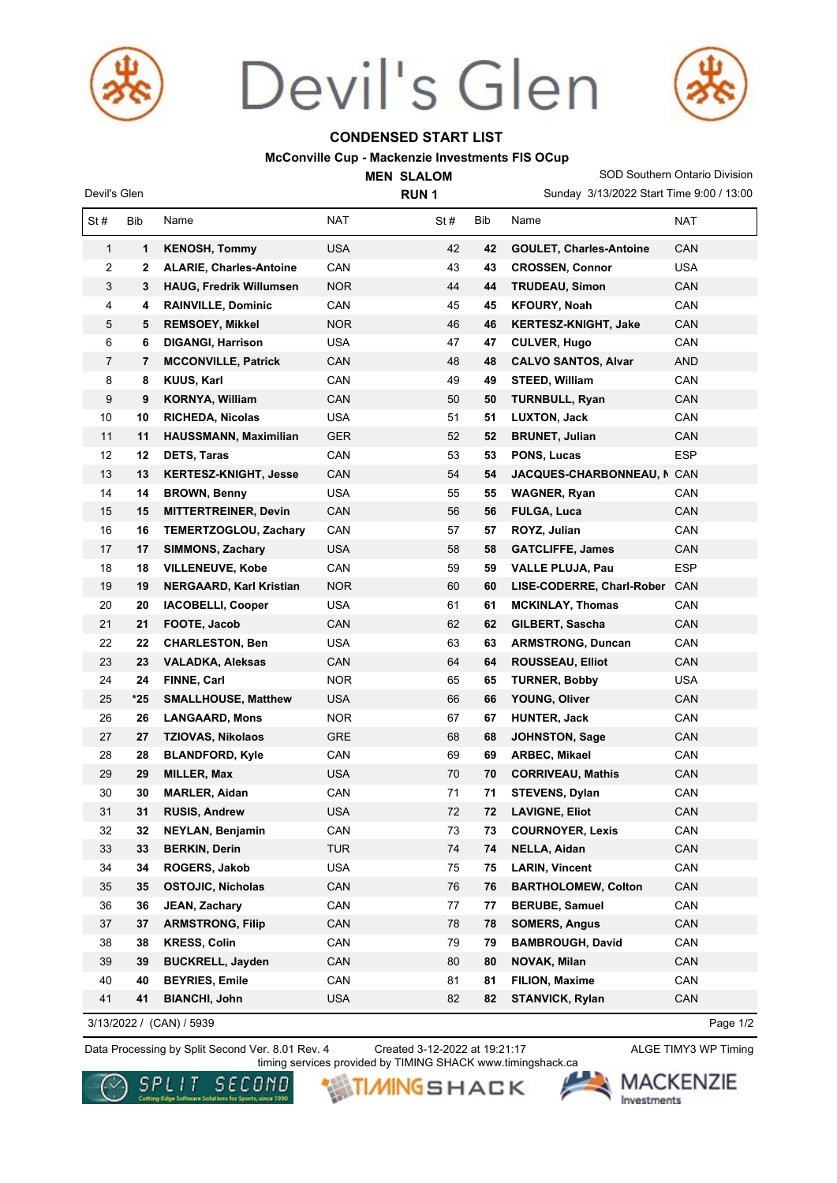# Devil's Glen

## CONDENSED START LIST

**McConville Cup - Mackenzie Investments FIS OCup**

**MEN SLALOM**

**RUN 1**

SOD Southern Ontario Division

Devil's Glen

Sunday 3/13/2022 Start Time 9:00 / 13:00

| St # | Bib | Name | NAT | St # | Bib | Name | NAT |
|---|---|---|---|---|---|---|---|
| 1 | **1** | **KENOSH, Tommy** | USA | 42 | **42** | **GOULET, Charles-Antoine** | CAN |
| 2 | **2** | **ALARIE, Charles-Antoine** | CAN | 43 | **43** | **CROSSEN, Connor** | USA |
| 3 | **3** | **HAUG, Fredrik Willumsen** | NOR | 44 | **44** | **TRUDEAU, Simon** | CAN |
| 4 | **4** | **RAINVILLE, Dominic** | CAN | 45 | **45** | **KFOURY, Noah** | CAN |
| 5 | **5** | **REMSOEY, Mikkel** | NOR | 46 | **46** | **KERTESZ-KNIGHT, Jake** | CAN |
| 6 | **6** | **DIGANGI, Harrison** | USA | 47 | **47** | **CULVER, Hugo** | CAN |
| 7 | **7** | **MCCONVILLE, Patrick** | CAN | 48 | **48** | **CALVO SANTOS, Alvar** | AND |
| 8 | **8** | **KUUS, Karl** | CAN | 49 | **49** | **STEED, William** | CAN |
| 9 | **9** | **KORNYA, William** | CAN | 50 | **50** | **TURNBULL, Ryan** | CAN |
| 10 | **10** | **RICHEDA, Nicolas** | USA | 51 | **51** | **LUXTON, Jack** | CAN |
| 11 | **11** | **HAUSSMANN, Maximilian** | GER | 52 | **52** | **BRUNET, Julian** | CAN |
| 12 | **12** | **DETS, Taras** | CAN | 53 | **53** | **PONS, Lucas** | ESP |
| 13 | **13** | **KERTESZ-KNIGHT, Jesse** | CAN | 54 | **54** | **JACQUES-CHARBONNEAU, N** | CAN |
| 14 | **14** | **BROWN, Benny** | USA | 55 | **55** | **WAGNER, Ryan** | CAN |
| 15 | **15** | **MITTERTREINER, Devin** | CAN | 56 | **56** | **FULGA, Luca** | CAN |
| 16 | **16** | **TEMERTZOGLOU, Zachary** | CAN | 57 | **57** | **ROYZ, Julian** | CAN |
| 17 | **17** | **SIMMONS, Zachary** | USA | 58 | **58** | **GATCLIFFE, James** | CAN |
| 18 | **18** | **VILLENEUVE, Kobe** | CAN | 59 | **59** | **VALLE PLUJA, Pau** | ESP |
| 19 | **19** | **NERGAARD, Karl Kristian** | NOR | 60 | **60** | **LISE-CODERRE, Charl-Rober** | CAN |
| 20 | **20** | **IACOBELLI, Cooper** | USA | 61 | **61** | **MCKINLAY, Thomas** | CAN |
| 21 | **21** | **FOOTE, Jacob** | CAN | 62 | **62** | **GILBERT, Sascha** | CAN |
| 22 | **22** | **CHARLESTON, Ben** | USA | 63 | **63** | **ARMSTRONG, Duncan** | CAN |
| 23 | **23** | **VALADKA, Aleksas** | CAN | 64 | **64** | **ROUSSEAU, Elliot** | CAN |
| 24 | **24** | **FINNE, Carl** | NOR | 65 | **65** | **TURNER, Bobby** | USA |
| 25 | ***25** | **SMALLHOUSE, Matthew** | USA | 66 | **66** | **YOUNG, Oliver** | CAN |
| 26 | **26** | **LANGAARD, Mons** | NOR | 67 | **67** | **HUNTER, Jack** | CAN |
| 27 | **27** | **TZIOVAS, Nikolaos** | GRE | 68 | **68** | **JOHNSTON, Sage** | CAN |
| 28 | **28** | **BLANDFORD, Kyle** | CAN | 69 | **69** | **ARBEC, Mikael** | CAN |
| 29 | **29** | **MILLER, Max** | USA | 70 | **70** | **CORRIVEAU, Mathis** | CAN |
| 30 | **30** | **MARLER, Aidan** | CAN | 71 | **71** | **STEVENS, Dylan** | CAN |
| 31 | **31** | **RUSIS, Andrew** | USA | 72 | **72** | **LAVIGNE, Eliot** | CAN |
| 32 | **32** | **NEYLAN, Benjamin** | CAN | 73 | **73** | **COURNOYER, Lexis** | CAN |
| 33 | **33** | **BERKIN, Derin** | TUR | 74 | **74** | **NELLA, Aidan** | CAN |
| 34 | **34** | **ROGERS, Jakob** | USA | 75 | **75** | **LARIN, Vincent** | CAN |
| 35 | **35** | **OSTOJIC, Nicholas** | CAN | 76 | **76** | **BARTHOLOMEW, Colton** | CAN |
| 36 | **36** | **JEAN, Zachary** | CAN | 77 | **77** | **BERUBE, Samuel** | CAN |
| 37 | **37** | **ARMSTRONG, Filip** | CAN | 78 | **78** | **SOMERS, Angus** | CAN |
| 38 | **38** | **KRESS, Colin** | CAN | 79 | **79** | **BAMBROUGH, David** | CAN |
| 39 | **39** | **BUCKRELL, Jayden** | CAN | 80 | **80** | **NOVAK, Milan** | CAN |
| 40 | **40** | **BEYRIES, Emile** | CAN | 81 | **81** | **FILION, Maxime** | CAN |
| 41 | **41** | **BIANCHI, John** | USA | 82 | **82** | **STANVICK, Rylan** | CAN |

3/13/2022 / (CAN) / 5939

Data Processing by Split Second Ver. 8.01 Rev. 4 — Created 3-12-2022 at 19:21:17 — ALGE TIMY3 WP Timing

timing services provided by TIMING SHACK www.timingshack.ca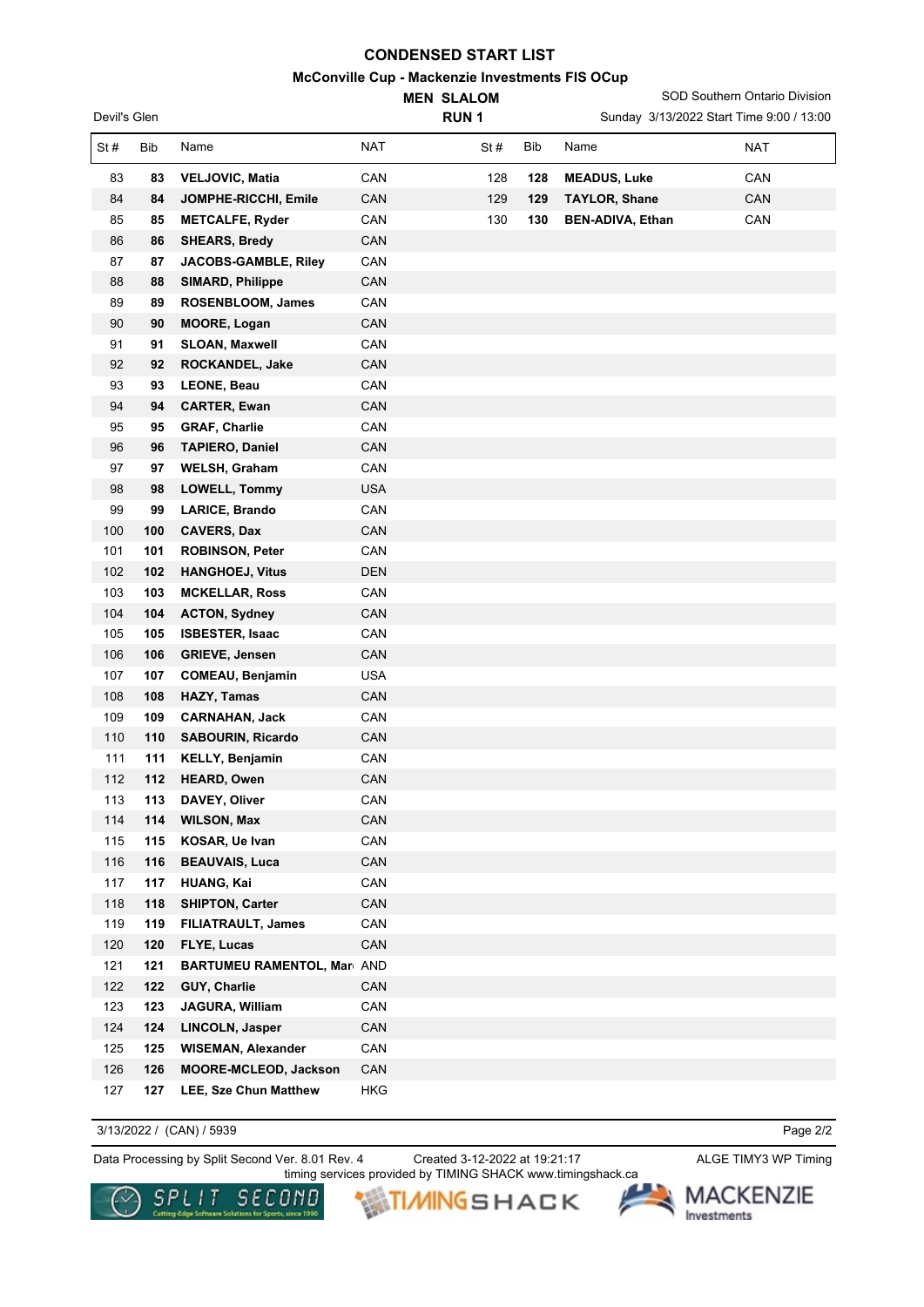# CONDENSED START LIST

## McConville Cup - Mackenzie Investments FIS OCup

**MEN SLALOM**

**RUN 1**

SOD Southern Ontario Division

Devil's Glen

Sunday 3/13/2022 Start Time 9:00 / 13:00

| St # | Bib | Name | NAT | St # | Bib | Name | NAT |
|---|---|---|---|---|---|---|---|
| 83 | **83** | **VELJOVIC, Matia** | CAN | 128 | **128** | **MEADUS, Luke** | CAN |
| 84 | **84** | **JOMPHE-RICCHI, Emile** | CAN | 129 | **129** | **TAYLOR, Shane** | CAN |
| 85 | **85** | **METCALFE, Ryder** | CAN | 130 | **130** | **BEN-ADIVA, Ethan** | CAN |
| 86 | **86** | **SHEARS, Bredy** | CAN | | | | |
| 87 | **87** | **JACOBS-GAMBLE, Riley** | CAN | | | | |
| 88 | **88** | **SIMARD, Philippe** | CAN | | | | |
| 89 | **89** | **ROSENBLOOM, James** | CAN | | | | |
| 90 | **90** | **MOORE, Logan** | CAN | | | | |
| 91 | **91** | **SLOAN, Maxwell** | CAN | | | | |
| 92 | **92** | **ROCKANDEL, Jake** | CAN | | | | |
| 93 | **93** | **LEONE, Beau** | CAN | | | | |
| 94 | **94** | **CARTER, Ewan** | CAN | | | | |
| 95 | **95** | **GRAF, Charlie** | CAN | | | | |
| 96 | **96** | **TAPIERO, Daniel** | CAN | | | | |
| 97 | **97** | **WELSH, Graham** | CAN | | | | |
| 98 | **98** | **LOWELL, Tommy** | USA | | | | |
| 99 | **99** | **LARICE, Brando** | CAN | | | | |
| 100 | **100** | **CAVERS, Dax** | CAN | | | | |
| 101 | **101** | **ROBINSON, Peter** | CAN | | | | |
| 102 | **102** | **HANGHOEJ, Vitus** | DEN | | | | |
| 103 | **103** | **MCKELLAR, Ross** | CAN | | | | |
| 104 | **104** | **ACTON, Sydney** | CAN | | | | |
| 105 | **105** | **ISBESTER, Isaac** | CAN | | | | |
| 106 | **106** | **GRIEVE, Jensen** | CAN | | | | |
| 107 | **107** | **COMEAU, Benjamin** | USA | | | | |
| 108 | **108** | **HAZY, Tamas** | CAN | | | | |
| 109 | **109** | **CARNAHAN, Jack** | CAN | | | | |
| 110 | **110** | **SABOURIN, Ricardo** | CAN | | | | |
| 111 | **111** | **KELLY, Benjamin** | CAN | | | | |
| 112 | **112** | **HEARD, Owen** | CAN | | | | |
| 113 | **113** | **DAVEY, Oliver** | CAN | | | | |
| 114 | **114** | **WILSON, Max** | CAN | | | | |
| 115 | **115** | **KOSAR, Ue Ivan** | CAN | | | | |
| 116 | **116** | **BEAUVAIS, Luca** | CAN | | | | |
| 117 | **117** | **HUANG, Kai** | CAN | | | | |
| 118 | **118** | **SHIPTON, Carter** | CAN | | | | |
| 119 | **119** | **FILIATRAULT, James** | CAN | | | | |
| 120 | **120** | **FLYE, Lucas** | CAN | | | | |
| 121 | **121** | **BARTUMEU RAMENTOL, Mar** | AND | | | | |
| 122 | **122** | **GUY, Charlie** | CAN | | | | |
| 123 | **123** | **JAGURA, William** | CAN | | | | |
| 124 | **124** | **LINCOLN, Jasper** | CAN | | | | |
| 125 | **125** | **WISEMAN, Alexander** | CAN | | | | |
| 126 | **126** | **MOORE-MCLEOD, Jackson** | CAN | | | | |
| 127 | **127** | **LEE, Sze Chun Matthew** | HKG | | | | |

3/13/2022 / (CAN) / 5939

Data Processing by Split Second Ver. 8.01 Rev. 4 Created 3-12-2022 at 19:21:17 ALGE TIMY3 WP Timing

timing services provided by TIMING SHACK www.timingshack.ca